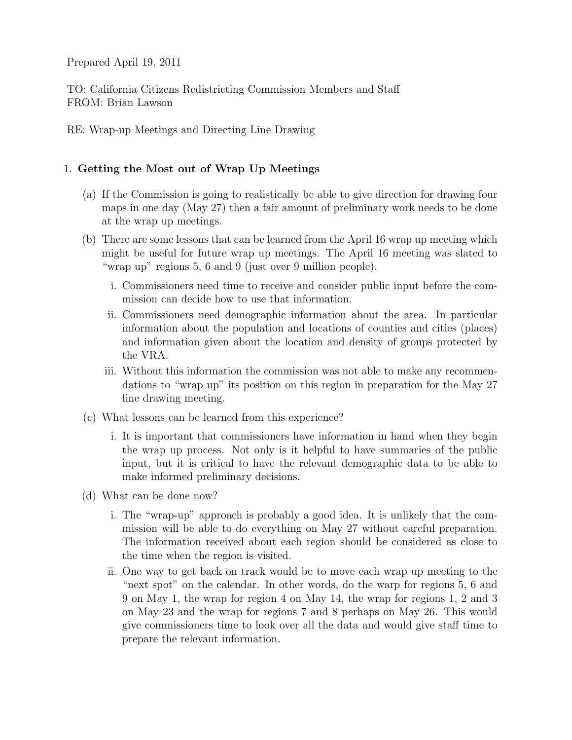Prepared April 19, 2011

TO: California Citizens Redistricting Commission Members and Staff
FROM: Brian Lawson

RE: Wrap-up Meetings and Directing Line Drawing

1. **Getting the Most out of Wrap Up Meetings**

   (a) If the Commission is going to realistically be able to give direction for drawing four maps in one day (May 27) then a fair amount of preliminary work needs to be done at the wrap up meetings.

   (b) There are some lessons that can be learned from the April 16 wrap up meeting which might be useful for future wrap up meetings. The April 16 meeting was slated to "wrap up" regions 5, 6 and 9 (just over 9 million people).

      i. Commissioners need time to receive and consider public input before the commission can decide how to use that information.

      ii. Commissioners need demographic information about the area. In particular information about the population and locations of counties and cities (places) and information given about the location and density of groups protected by the VRA.

      iii. Without this information the commission was not able to make any recommendations to "wrap up" its position on this region in preparation for the May 27 line drawing meeting.

   (c) What lessons can be learned from this experience?

      i. It is important that commissioners have information in hand when they begin the wrap up process. Not only is it helpful to have summaries of the public input, but it is critical to have the relevant demographic data to be able to make informed preliminary decisions.

   (d) What can be done now?

      i. The "wrap-up" approach is probably a good idea. It is unlikely that the commission will be able to do everything on May 27 without careful preparation. The information received about each region should be considered as close to the time when the region is visited.

      ii. One way to get back on track would be to move each wrap up meeting to the "next spot" on the calendar. In other words, do the warp for regions 5, 6 and 9 on May 1, the wrap for region 4 on May 14, the wrap for regions 1, 2 and 3 on May 23 and the wrap for regions 7 and 8 perhaps on May 26. This would give commissioners time to look over all the data and would give staff time to prepare the relevant information.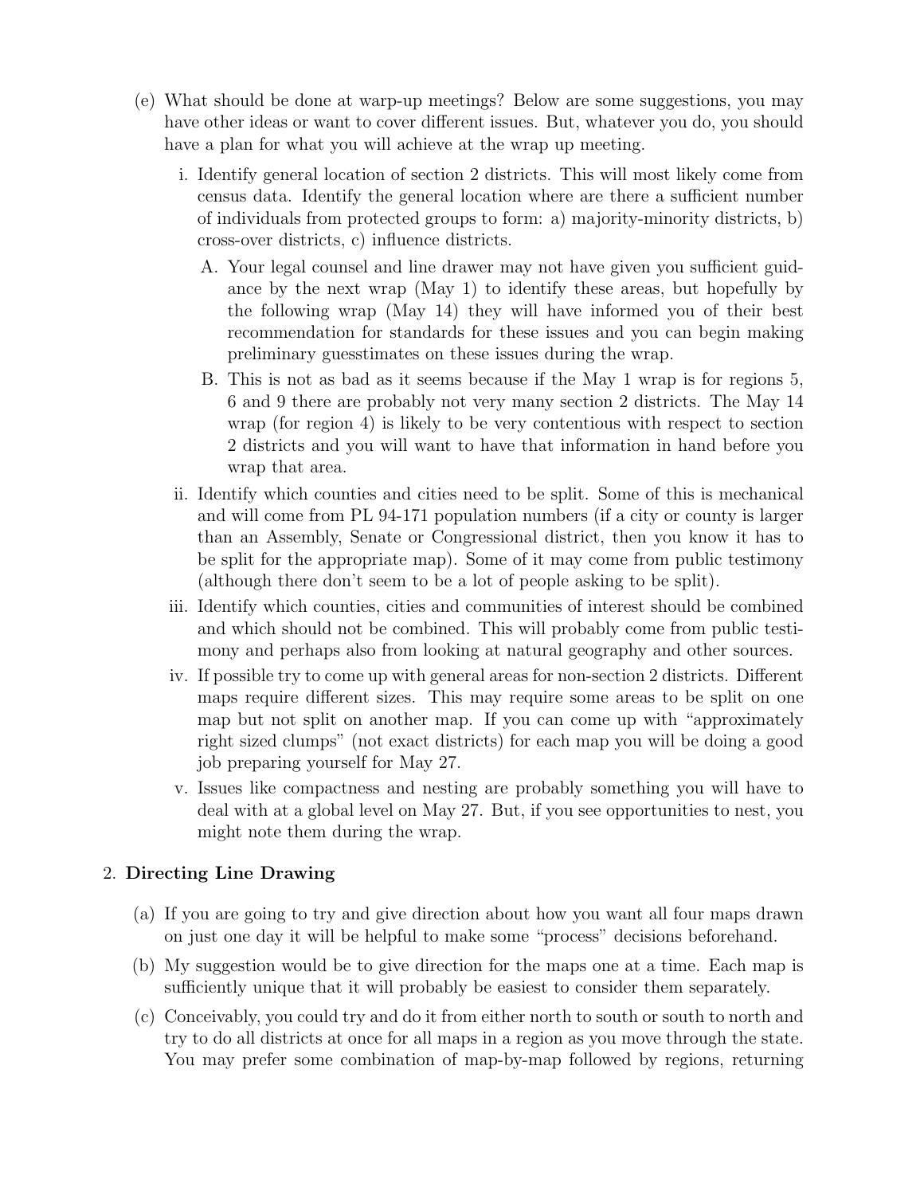(e) What should be done at warp-up meetings? Below are some suggestions, you may have other ideas or want to cover different issues. But, whatever you do, you should have a plan for what you will achieve at the wrap up meeting.

   i. Identify general location of section 2 districts. This will most likely come from census data. Identify the general location where are there a sufficient number of individuals from protected groups to form: a) majority-minority districts, b) cross-over districts, c) influence districts.

      A. Your legal counsel and line drawer may not have given you sufficient guidance by the next wrap (May 1) to identify these areas, but hopefully by the following wrap (May 14) they will have informed you of their best recommendation for standards for these issues and you can begin making preliminary guesstimates on these issues during the wrap.

      B. This is not as bad as it seems because if the May 1 wrap is for regions 5, 6 and 9 there are probably not very many section 2 districts. The May 14 wrap (for region 4) is likely to be very contentious with respect to section 2 districts and you will want to have that information in hand before you wrap that area.

   ii. Identify which counties and cities need to be split. Some of this is mechanical and will come from PL 94-171 population numbers (if a city or county is larger than an Assembly, Senate or Congressional district, then you know it has to be split for the appropriate map). Some of it may come from public testimony (although there don't seem to be a lot of people asking to be split).

   iii. Identify which counties, cities and communities of interest should be combined and which should not be combined. This will probably come from public testimony and perhaps also from looking at natural geography and other sources.

   iv. If possible try to come up with general areas for non-section 2 districts. Different maps require different sizes. This may require some areas to be split on one map but not split on another map. If you can come up with "approximately right sized clumps" (not exact districts) for each map you will be doing a good job preparing yourself for May 27.

   v. Issues like compactness and nesting are probably something you will have to deal with at a global level on May 27. But, if you see opportunities to nest, you might note them during the wrap.

2. **Directing Line Drawing**

   (a) If you are going to try and give direction about how you want all four maps drawn on just one day it will be helpful to make some "process" decisions beforehand.

   (b) My suggestion would be to give direction for the maps one at a time. Each map is sufficiently unique that it will probably be easiest to consider them separately.

   (c) Conceivably, you could try and do it from either north to south or south to north and try to do all districts at once for all maps in a region as you move through the state. You may prefer some combination of map-by-map followed by regions, returning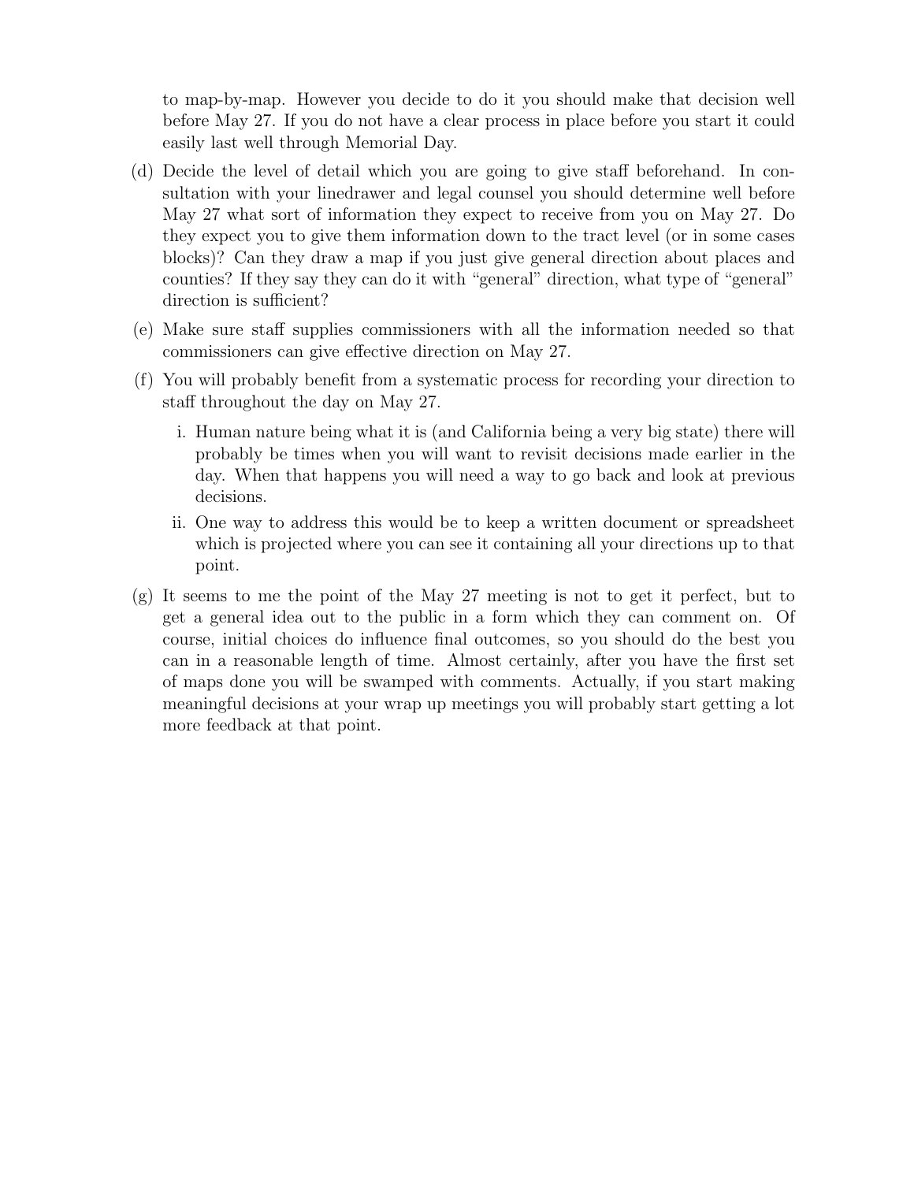to map-by-map. However you decide to do it you should make that decision well before May 27. If you do not have a clear process in place before you start it could easily last well through Memorial Day.

(d) Decide the level of detail which you are going to give staff beforehand. In consultation with your linedrawer and legal counsel you should determine well before May 27 what sort of information they expect to receive from you on May 27. Do they expect you to give them information down to the tract level (or in some cases blocks)? Can they draw a map if you just give general direction about places and counties? If they say they can do it with "general" direction, what type of "general" direction is sufficient?

(e) Make sure staff supplies commissioners with all the information needed so that commissioners can give effective direction on May 27.

(f) You will probably benefit from a systematic process for recording your direction to staff throughout the day on May 27.

   i. Human nature being what it is (and California being a very big state) there will probably be times when you will want to revisit decisions made earlier in the day. When that happens you will need a way to go back and look at previous decisions.

   ii. One way to address this would be to keep a written document or spreadsheet which is projected where you can see it containing all your directions up to that point.

(g) It seems to me the point of the May 27 meeting is not to get it perfect, but to get a general idea out to the public in a form which they can comment on. Of course, initial choices do influence final outcomes, so you should do the best you can in a reasonable length of time. Almost certainly, after you have the first set of maps done you will be swamped with comments. Actually, if you start making meaningful decisions at your wrap up meetings you will probably start getting a lot more feedback at that point.